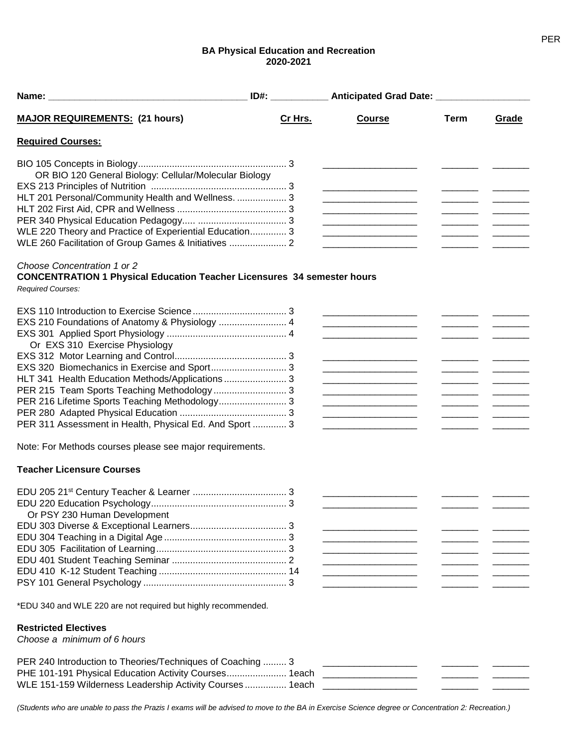**BA Physical Education and Recreation**
**2020-2021**

**Name:** ______________________________ **ID#:** __________ **Anticipated Grad Date:** ________________

| **MAJOR REQUIREMENTS: (21 hours)** | **Cr Hrs.** | **Course** | **Term** | **Grade** |
|---|---|---|---|---|
| **Required Courses:** | | | | |
| BIO 105 Concepts in Biology | 3 | | | |
| OR BIO 120 General Biology: Cellular/Molecular Biology | | | | |
| EXS 213 Principles of Nutrition | 3 | | | |
| HLT 201 Personal/Community Health and Wellness. | 3 | | | |
| HLT 202 First Aid, CPR and Wellness | 3 | | | |
| PER 340 Physical Education Pedagogy..... | 3 | | | |
| WLE 220 Theory and Practice of Experiential Education | 3 | | | |
| WLE 260 Facilitation of Group Games & Initiatives | 2 | | | |

*Choose Concentration 1 or 2*

**CONCENTRATION 1 Physical Education Teacher Licensures 34 semester hours**

*Required Courses:*

| Course | Cr Hrs. | Course | Term | Grade |
|---|---|---|---|---|
| EXS 110 Introduction to Exercise Science | 3 | | | |
| EXS 210 Foundations of Anatomy & Physiology | 4 | | | |
| EXS 301 Applied Sport Physiology | 4 | | | |
| Or EXS 310 Exercise Physiology | | | | |
| EXS 312 Motor Learning and Control | 3 | | | |
| EXS 320 Biomechanics in Exercise and Sport | 3 | | | |
| HLT 341 Health Education Methods/Applications | 3 | | | |
| PER 215 Team Sports Teaching Methodology | 3 | | | |
| PER 216 Lifetime Sports Teaching Methodology | 3 | | | |
| PER 280 Adapted Physical Education | 3 | | | |
| PER 311 Assessment in Health, Physical Ed. And Sport | 3 | | | |

Note: For Methods courses please see major requirements.

**Teacher Licensure Courses**

| Course | Cr Hrs. | Course | Term | Grade |
|---|---|---|---|---|
| EDU 205 21st Century Teacher & Learner | 3 | | | |
| EDU 220 Education Psychology | 3 | | | |
| Or PSY 230 Human Development | | | | |
| EDU 303 Diverse & Exceptional Learners | 3 | | | |
| EDU 304 Teaching in a Digital Age | 3 | | | |
| EDU 305 Facilitation of Learning | 3 | | | |
| EDU 401 Student Teaching Seminar | 2 | | | |
| EDU 410 K-12 Student Teaching | 14 | | | |
| PSY 101 General Psychology | 3 | | | |

*EDU 340 and WLE 220 are not required but highly recommended.

**Restricted Electives**

*Choose a minimum of 6 hours*

| Course | Cr Hrs. | Course | Term | Grade |
|---|---|---|---|---|
| PER 240 Introduction to Theories/Techniques of Coaching | 3 | | | |
| PHE 101-191 Physical Education Activity Courses | 1each | | | |
| WLE 151-159 Wilderness Leadership Activity Courses | 1each | | | |

*(Students who are unable to pass the Prazis I exams will be advised to move to the BA in Exercise Science degree or Concentration 2: Recreation.)*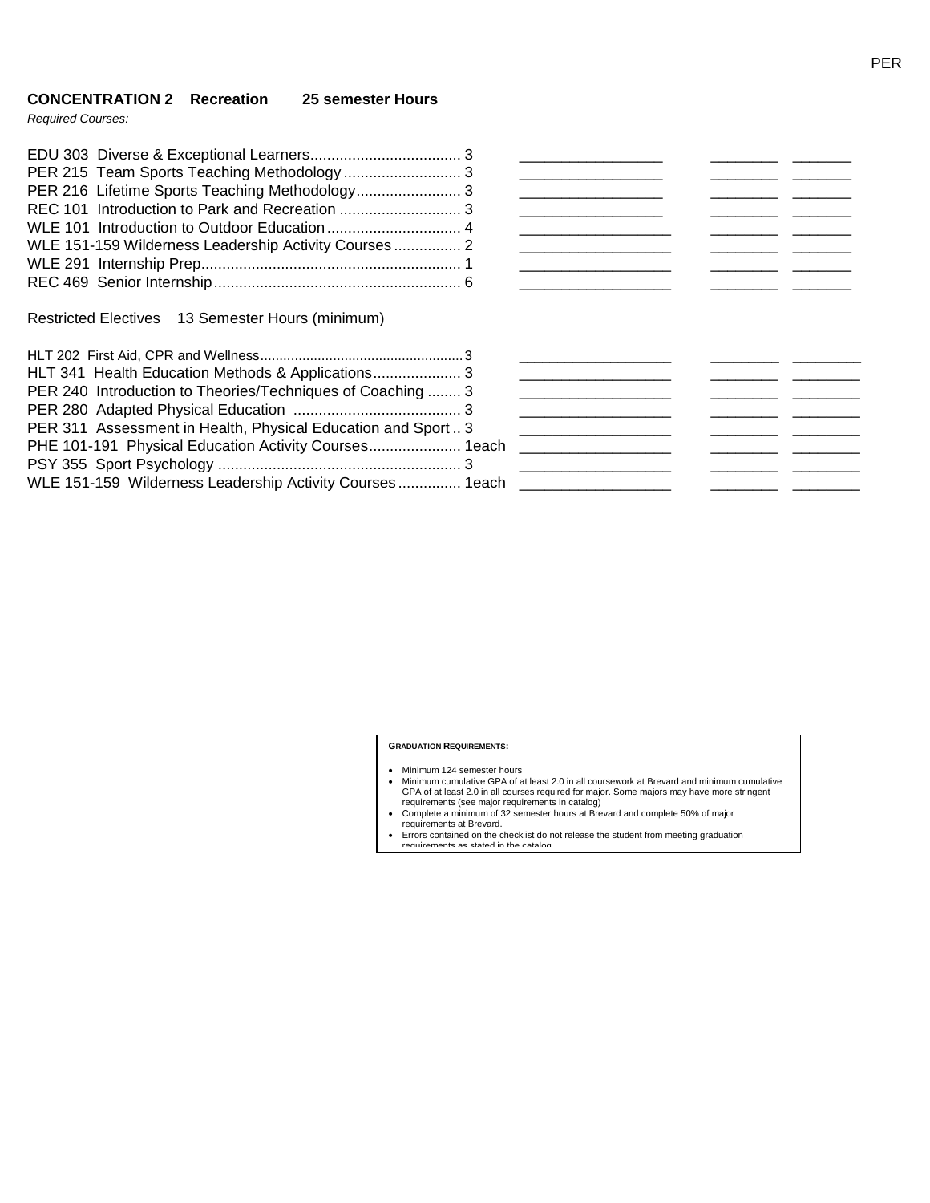**CONCENTRATION 2 Recreation 25 semester Hours**

*Required Courses:*

| | | | | |
|---|---|---|---|---|
| EDU 303 Diverse & Exceptional Learners | 3 | ________________ | ________ | _______ |
| PER 215 Team Sports Teaching Methodology | 3 | ________________ | ________ | _______ |
| PER 216 Lifetime Sports Teaching Methodology | 3 | ________________ | ________ | _______ |
| REC 101 Introduction to Park and Recreation | 3 | ________________ | ________ | _______ |
| WLE 101 Introduction to Outdoor Education | 4 | ________________ | ________ | _______ |
| WLE 151-159 Wilderness Leadership Activity Courses | 2 | ________________ | ________ | _______ |
| WLE 291 Internship Prep | 1 | ________________ | ________ | _______ |
| REC 469 Senior Internship | 6 | ________________ | ________ | _______ |

Restricted Electives 13 Semester Hours (minimum)

| | | | | |
|---|---|---|---|---|
| HLT 202 First Aid, CPR and Wellness | 3 | ________________ | ________ | ________ |
| HLT 341 Health Education Methods & Applications | 3 | ________________ | ________ | ________ |
| PER 240 Introduction to Theories/Techniques of Coaching | 3 | ________________ | ________ | ________ |
| PER 280 Adapted Physical Education | 3 | ________________ | ________ | ________ |
| PER 311 Assessment in Health, Physical Education and Sport | 3 | ________________ | ________ | ________ |
| PHE 101-191 Physical Education Activity Courses | 1each | ________________ | ________ | ________ |
| PSY 355 Sport Psychology | 3 | ________________ | ________ | ________ |
| WLE 151-159 Wilderness Leadership Activity Courses | 1each | ________________ | ________ | ________ |

**GRADUATION REQUIREMENTS:**

- Minimum 124 semester hours
- Minimum cumulative GPA of at least 2.0 in all coursework at Brevard and minimum cumulative GPA of at least 2.0 in all courses required for major. Some majors may have more stringent requirements (see major requirements in catalog)
- Complete a minimum of 32 semester hours at Brevard and complete 50% of major requirements at Brevard.
- Errors contained on the checklist do not release the student from meeting graduation requirements as stated in the catalog